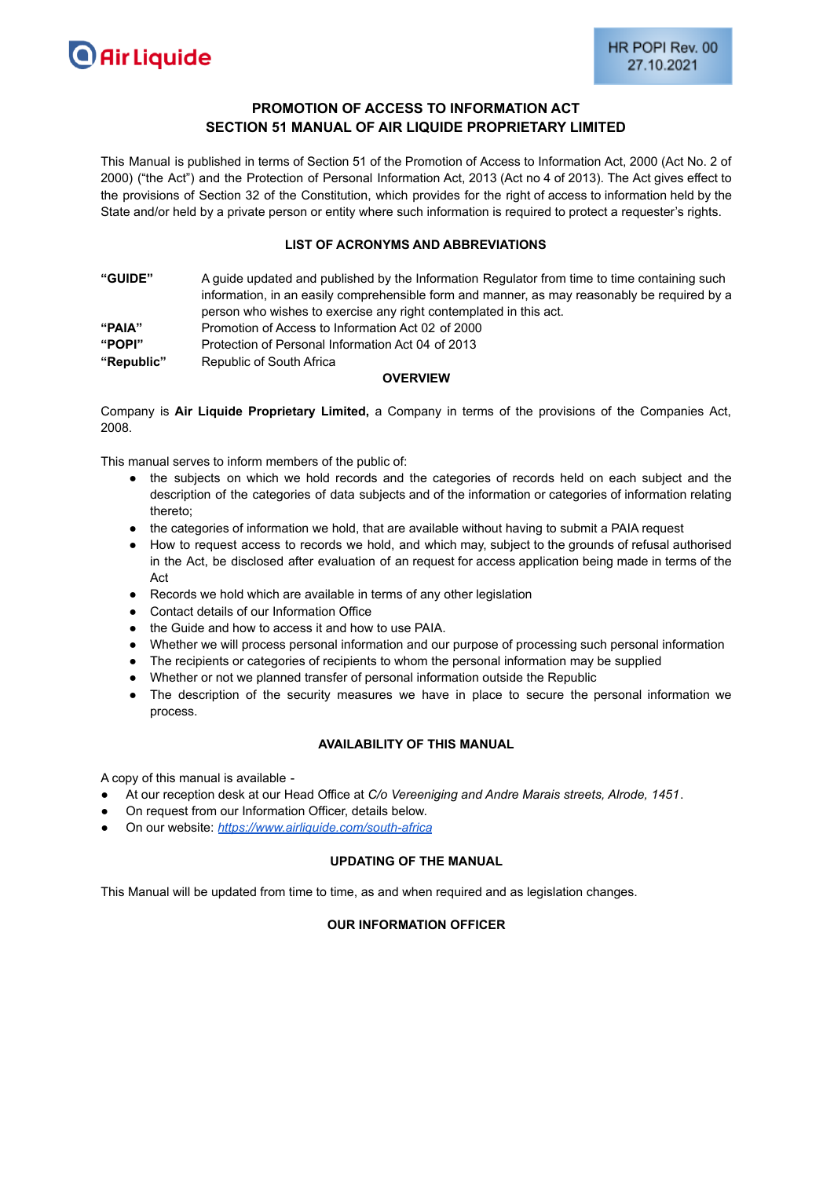# PROMOTION OF ACCESS TO INFORMATION ACT
# SECTION 51 MANUAL OF AIR LIQUIDE PROPRIETARY LIMITED

This Manual is published in terms of Section 51 of the Promotion of Access to Information Act, 2000 (Act No. 2 of 2000) ("the Act") and the Protection of Personal Information Act, 2013 (Act no 4 of 2013). The Act gives effect to the provisions of Section 32 of the Constitution, which provides for the right of access to information held by the State and/or held by a private person or entity where such information is required to protect a requester's rights.

## LIST OF ACRONYMS AND ABBREVIATIONS

| | |
|---|---|
| **"GUIDE"** | A guide updated and published by the Information Regulator from time to time containing such information, in an easily comprehensible form and manner, as may reasonably be required by a person who wishes to exercise any right contemplated in this act. |
| **"PAIA"** | Promotion of Access to Information Act 02 of 2000 |
| **"POPI"** | Protection of Personal Information Act 04 of 2013 |
| **"Republic"** | Republic of South Africa |

## OVERVIEW

Company is **Air Liquide Proprietary Limited,** a Company in terms of the provisions of the Companies Act, 2008.

This manual serves to inform members of the public of:

- the subjects on which we hold records and the categories of records held on each subject and the description of the categories of data subjects and of the information or categories of information relating thereto;
- the categories of information we hold, that are available without having to submit a PAIA request
- How to request access to records we hold, and which may, subject to the grounds of refusal authorised in the Act, be disclosed after evaluation of an request for access application being made in terms of the Act
- Records we hold which are available in terms of any other legislation
- Contact details of our Information Office
- the Guide and how to access it and how to use PAIA.
- Whether we will process personal information and our purpose of processing such personal information
- The recipients or categories of recipients to whom the personal information may be supplied
- Whether or not we planned transfer of personal information outside the Republic
- The description of the security measures we have in place to secure the personal information we process.

## AVAILABILITY OF THIS MANUAL

A copy of this manual is available -

- At our reception desk at our Head Office at *C/o Vereeniging and Andre Marais streets, Alrode, 1451*.
- On request from our Information Officer, details below.
- On our website: *https://www.airliquide.com/south-africa*

## UPDATING OF THE MANUAL

This Manual will be updated from time to time, as and when required and as legislation changes.

## OUR INFORMATION OFFICER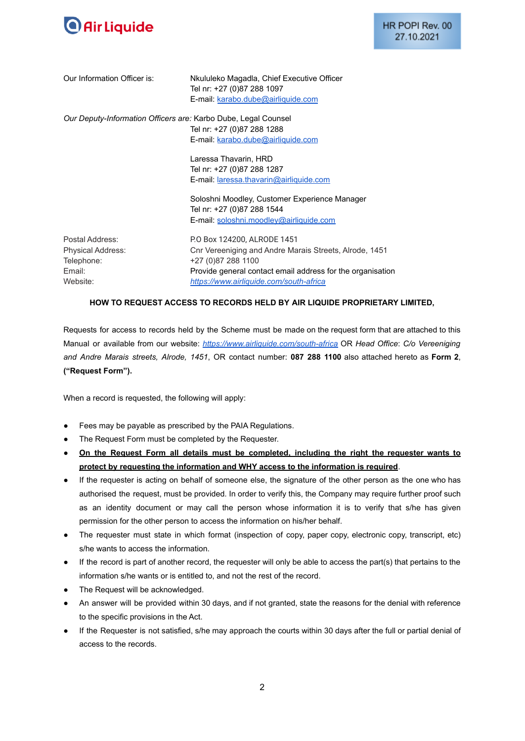| | |
|---|---|
| Our Information Officer is: | Nkululeko Magadla, Chief Executive Officer<br>Tel nr: +27 (0)87 288 1097<br>E-mail: karabo.dube@airliquide.com |

*Our Deputy-Information Officers are:* Karbo Dube, Legal Counsel
Tel nr: +27 (0)87 288 1288
E-mail: karabo.dube@airliquide.com

Laressa Thavarin, HRD
Tel nr: +27 (0)87 288 1287
E-mail: laressa.thavarin@airliquide.com

Soloshni Moodley, Customer Experience Manager
Tel nr: +27 (0)87 288 1544
E-mail: soloshni.moodley@airliquide.com

| | |
|---|---|
| Postal Address: | P.O Box 124200, ALRODE 1451 |
| Physical Address: | Cnr Vereeniging and Andre Marais Streets, Alrode, 1451 |
| Telephone: | +27 (0)87 288 1100 |
| Email: | Provide general contact email address for the organisation |
| Website: | *https://www.airliquide.com/south-africa* |

**HOW TO REQUEST ACCESS TO RECORDS HELD BY AIR LIQUIDE PROPRIETARY LIMITED,**

Requests for access to records held by the Scheme must be made on the request form that are attached to this Manual or available from our website: *https://www.airliquide.com/south-africa* OR *Head Office*: *C/o Vereeniging and Andre Marais streets, Alrode, 1451*, OR contact number: **087 288 1100** also attached hereto as **Form 2**, **("Request Form").**

When a record is requested, the following will apply:

- Fees may be payable as prescribed by the PAIA Regulations.
- The Request Form must be completed by the Requester.
- **On the Request Form all details must be completed, including the right the requester wants to protect by requesting the information and WHY access to the information is required**.
- If the requester is acting on behalf of someone else, the signature of the other person as the one who has authorised the request, must be provided. In order to verify this, the Company may require further proof such as an identity document or may call the person whose information it is to verify that s/he has given permission for the other person to access the information on his/her behalf.
- The requester must state in which format (inspection of copy, paper copy, electronic copy, transcript, etc) s/he wants to access the information.
- If the record is part of another record, the requester will only be able to access the part(s) that pertains to the information s/he wants or is entitled to, and not the rest of the record.
- The Request will be acknowledged.
- An answer will be provided within 30 days, and if not granted, state the reasons for the denial with reference to the specific provisions in the Act.
- If the Requester is not satisfied, s/he may approach the courts within 30 days after the full or partial denial of access to the records.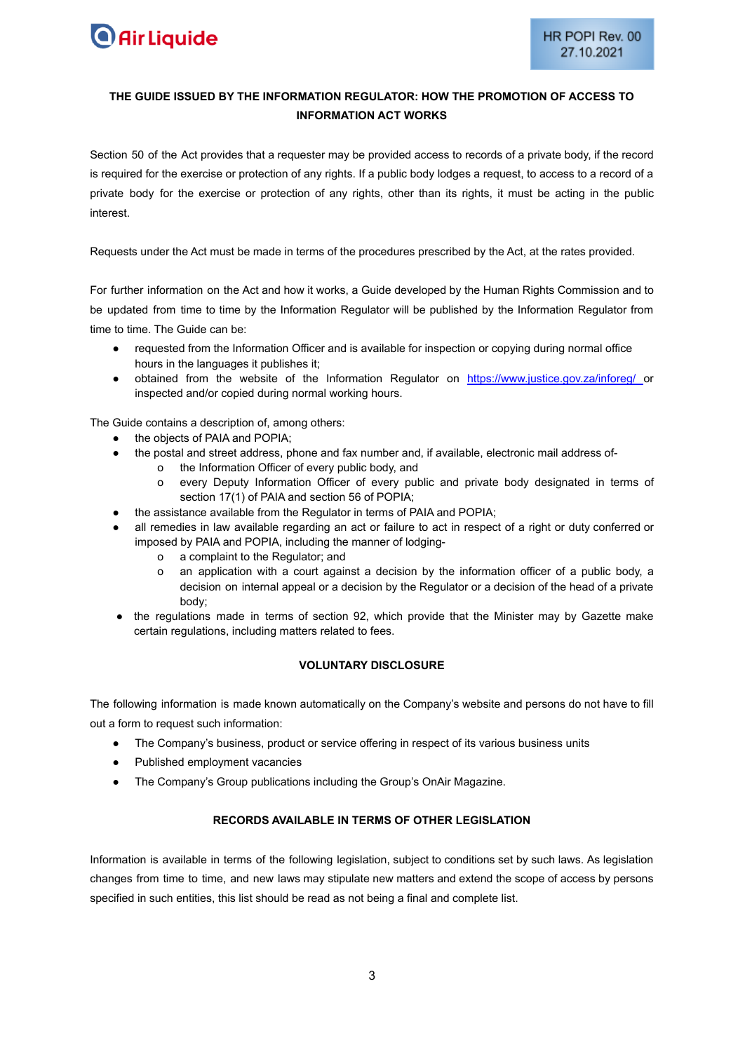## THE GUIDE ISSUED BY THE INFORMATION REGULATOR: HOW THE PROMOTION OF ACCESS TO INFORMATION ACT WORKS

Section 50 of the Act provides that a requester may be provided access to records of a private body, if the record is required for the exercise or protection of any rights. If a public body lodges a request, to access to a record of a private body for the exercise or protection of any rights, other than its rights, it must be acting in the public interest.

Requests under the Act must be made in terms of the procedures prescribed by the Act, at the rates provided.

For further information on the Act and how it works, a Guide developed by the Human Rights Commission and to be updated from time to time by the Information Regulator will be published by the Information Regulator from time to time. The Guide can be:

- requested from the Information Officer and is available for inspection or copying during normal office hours in the languages it publishes it;
- obtained from the website of the Information Regulator on https://www.justice.gov.za/inforeg/ or inspected and/or copied during normal working hours.

The Guide contains a description of, among others:

- the objects of PAIA and POPIA;
- the postal and street address, phone and fax number and, if available, electronic mail address of-
  - the Information Officer of every public body, and
  - every Deputy Information Officer of every public and private body designated in terms of section 17(1) of PAIA and section 56 of POPIA;
- the assistance available from the Regulator in terms of PAIA and POPIA;
- all remedies in law available regarding an act or failure to act in respect of a right or duty conferred or imposed by PAIA and POPIA, including the manner of lodging-
  - a complaint to the Regulator; and
  - an application with a court against a decision by the information officer of a public body, a decision on internal appeal or a decision by the Regulator or a decision of the head of a private body;
- the regulations made in terms of section 92, which provide that the Minister may by Gazette make certain regulations, including matters related to fees.

## VOLUNTARY DISCLOSURE

The following information is made known automatically on the Company's website and persons do not have to fill out a form to request such information:

- The Company's business, product or service offering in respect of its various business units
- Published employment vacancies
- The Company's Group publications including the Group's OnAir Magazine.

## RECORDS AVAILABLE IN TERMS OF OTHER LEGISLATION

Information is available in terms of the following legislation, subject to conditions set by such laws. As legislation changes from time to time, and new laws may stipulate new matters and extend the scope of access by persons specified in such entities, this list should be read as not being a final and complete list.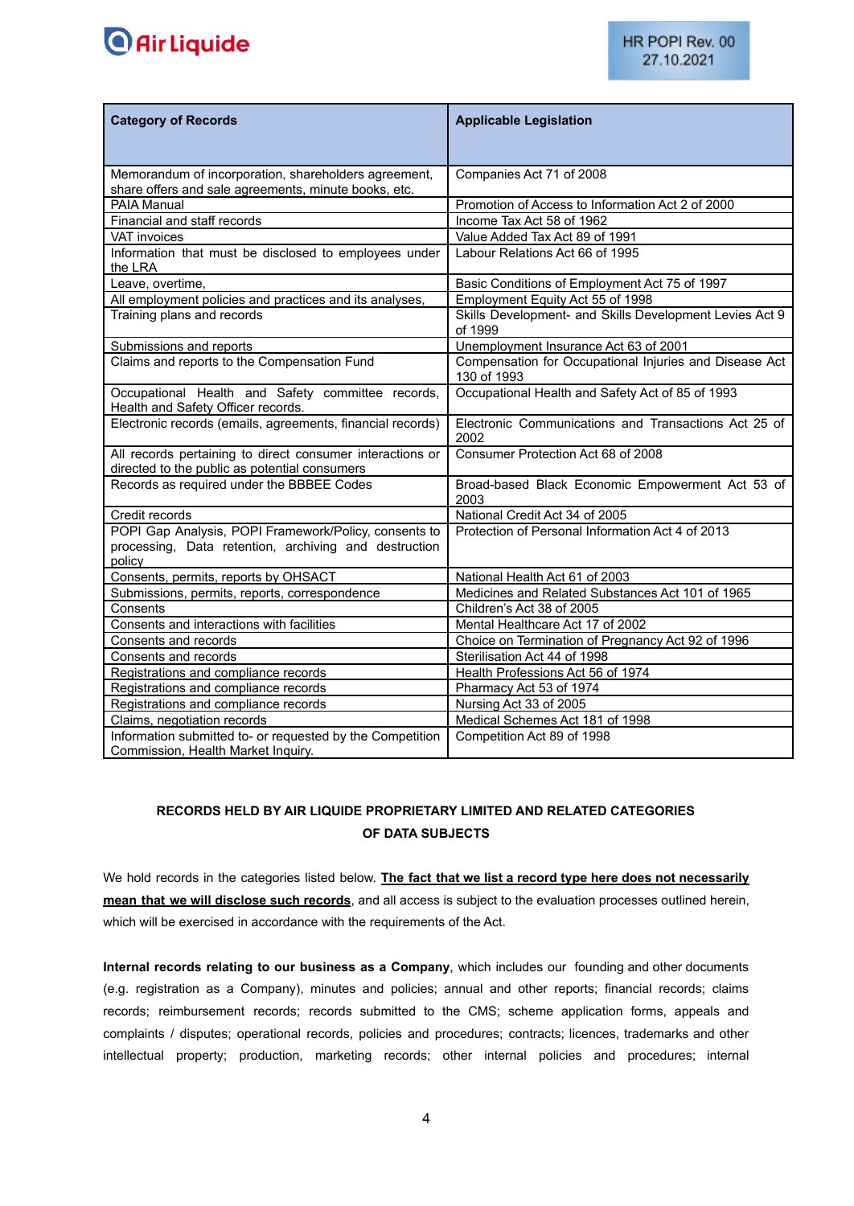| Category of Records | Applicable Legislation |
|---|---|
| Memorandum of incorporation, shareholders agreement, share offers and sale agreements, minute books, etc. | Companies Act 71 of 2008 |
| PAIA Manual | Promotion of Access to Information Act 2 of 2000 |
| Financial and staff records | Income Tax Act 58 of 1962 |
| VAT invoices | Value Added Tax Act 89 of 1991 |
| Information that must be disclosed to employees under the LRA | Labour Relations Act 66 of 1995 |
| Leave, overtime, | Basic Conditions of Employment Act 75 of 1997 |
| All employment policies and practices and its analyses, | Employment Equity Act 55 of 1998 |
| Training plans and records | Skills Development- and Skills Development Levies Act 9 of 1999 |
| Submissions and reports | Unemployment Insurance Act 63 of 2001 |
| Claims and reports to the Compensation Fund | Compensation for Occupational Injuries and Disease Act 130 of 1993 |
| Occupational Health and Safety committee records, Health and Safety Officer records. | Occupational Health and Safety Act of 85 of 1993 |
| Electronic records (emails, agreements, financial records) | Electronic Communications and Transactions Act 25 of 2002 |
| All records pertaining to direct consumer interactions or directed to the public as potential consumers | Consumer Protection Act 68 of 2008 |
| Records as required under the BBBEE Codes | Broad-based Black Economic Empowerment Act 53 of 2003 |
| Credit records | National Credit Act 34 of 2005 |
| POPI Gap Analysis, POPI Framework/Policy, consents to processing, Data retention, archiving and destruction policy | Protection of Personal Information Act 4 of 2013 |
| Consents, permits, reports by OHSACT | National Health Act 61 of 2003 |
| Submissions, permits, reports, correspondence | Medicines and Related Substances Act 101 of 1965 |
| Consents | Children's Act 38 of 2005 |
| Consents and interactions with facilities | Mental Healthcare Act 17 of 2002 |
| Consents and records | Choice on Termination of Pregnancy Act 92 of 1996 |
| Consents and records | Sterilisation Act 44 of 1998 |
| Registrations and compliance records | Health Professions Act 56 of 1974 |
| Registrations and compliance records | Pharmacy Act 53 of 1974 |
| Registrations and compliance records | Nursing Act 33 of 2005 |
| Claims, negotiation records | Medical Schemes Act 181 of 1998 |
| Information submitted to- or requested by the Competition Commission, Health Market Inquiry. | Competition Act 89 of 1998 |

## RECORDS HELD BY AIR LIQUIDE PROPRIETARY LIMITED AND RELATED CATEGORIES OF DATA SUBJECTS

We hold records in the categories listed below. **The fact that we list a record type here does not necessarily mean that we will disclose such records**, and all access is subject to the evaluation processes outlined herein, which will be exercised in accordance with the requirements of the Act.

**Internal records relating to our business as a Company**, which includes our founding and other documents (e.g. registration as a Company), minutes and policies; annual and other reports; financial records; claims records; reimbursement records; records submitted to the CMS; scheme application forms, appeals and complaints / disputes; operational records, policies and procedures; contracts; licences, trademarks and other intellectual property; production, marketing records; other internal policies and procedures; internal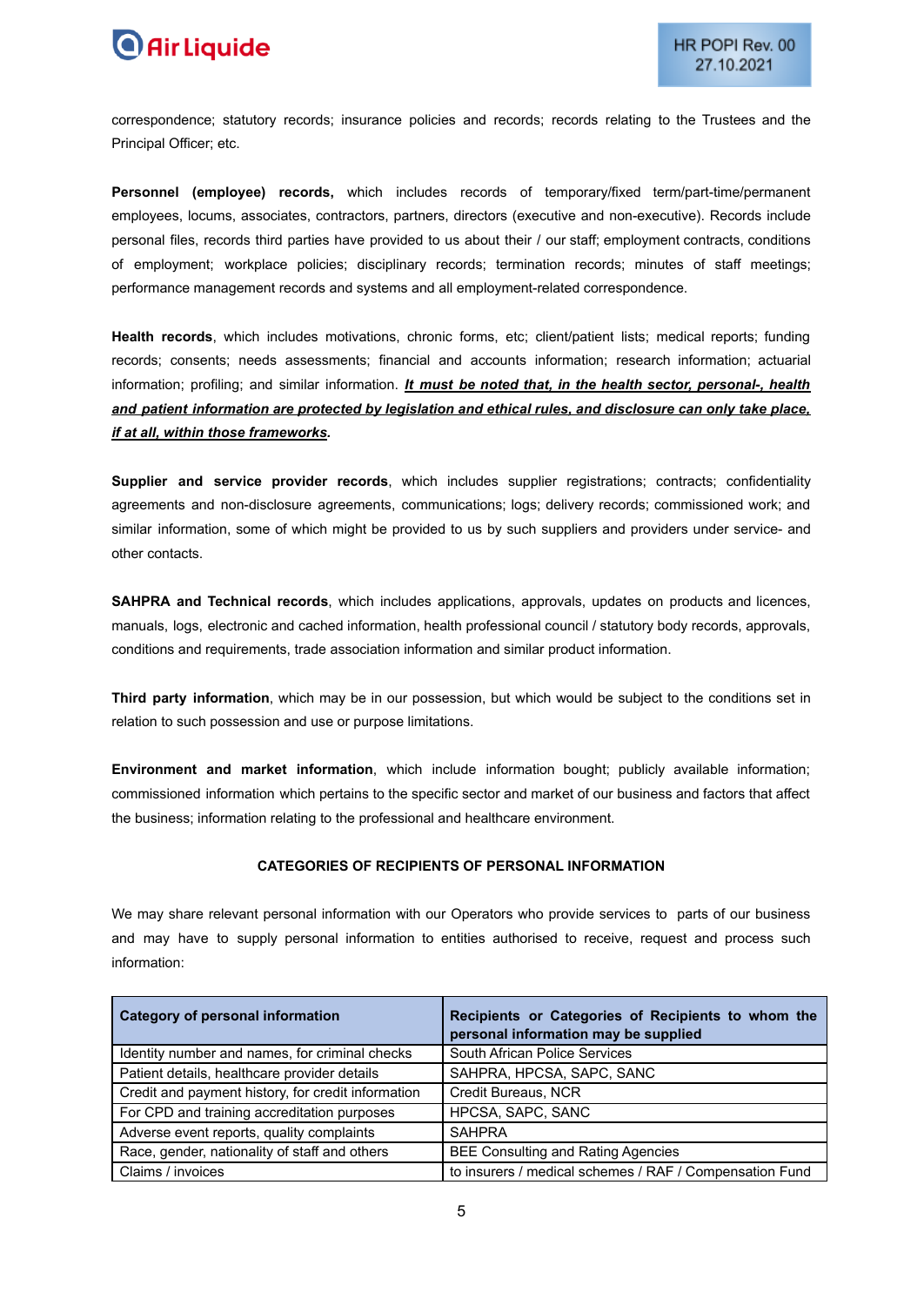correspondence; statutory records; insurance policies and records; records relating to the Trustees and the Principal Officer; etc.

**Personnel (employee) records,** which includes records of temporary/fixed term/part-time/permanent employees, locums, associates, contractors, partners, directors (executive and non-executive). Records include personal files, records third parties have provided to us about their / our staff; employment contracts, conditions of employment; workplace policies; disciplinary records; termination records; minutes of staff meetings; performance management records and systems and all employment-related correspondence.

**Health records**, which includes motivations, chronic forms, etc; client/patient lists; medical reports; funding records; consents; needs assessments; financial and accounts information; research information; actuarial information; profiling; and similar information. ***It must be noted that, in the health sector, personal-, health and patient information are protected by legislation and ethical rules, and disclosure can only take place, if at all, within those frameworks***.

**Supplier and service provider records**, which includes supplier registrations; contracts; confidentiality agreements and non-disclosure agreements, communications; logs; delivery records; commissioned work; and similar information, some of which might be provided to us by such suppliers and providers under service- and other contacts.

**SAHPRA and Technical records**, which includes applications, approvals, updates on products and licences, manuals, logs, electronic and cached information, health professional council / statutory body records, approvals, conditions and requirements, trade association information and similar product information.

**Third party information**, which may be in our possession, but which would be subject to the conditions set in relation to such possession and use or purpose limitations.

**Environment and market information**, which include information bought; publicly available information; commissioned information which pertains to the specific sector and market of our business and factors that affect the business; information relating to the professional and healthcare environment.

**CATEGORIES OF RECIPIENTS OF PERSONAL INFORMATION**

We may share relevant personal information with our Operators who provide services to parts of our business and may have to supply personal information to entities authorised to receive, request and process such information:

| Category of personal information | Recipients or Categories of Recipients to whom the personal information may be supplied |
|---|---|
| Identity number and names, for criminal checks | South African Police Services |
| Patient details, healthcare provider details | SAHPRA, HPCSA, SAPC, SANC |
| Credit and payment history, for credit information | Credit Bureaus, NCR |
| For CPD and training accreditation purposes | HPCSA, SAPC, SANC |
| Adverse event reports, quality complaints | SAHPRA |
| Race, gender, nationality of staff and others | BEE Consulting and Rating Agencies |
| Claims / invoices | to insurers / medical schemes / RAF / Compensation Fund |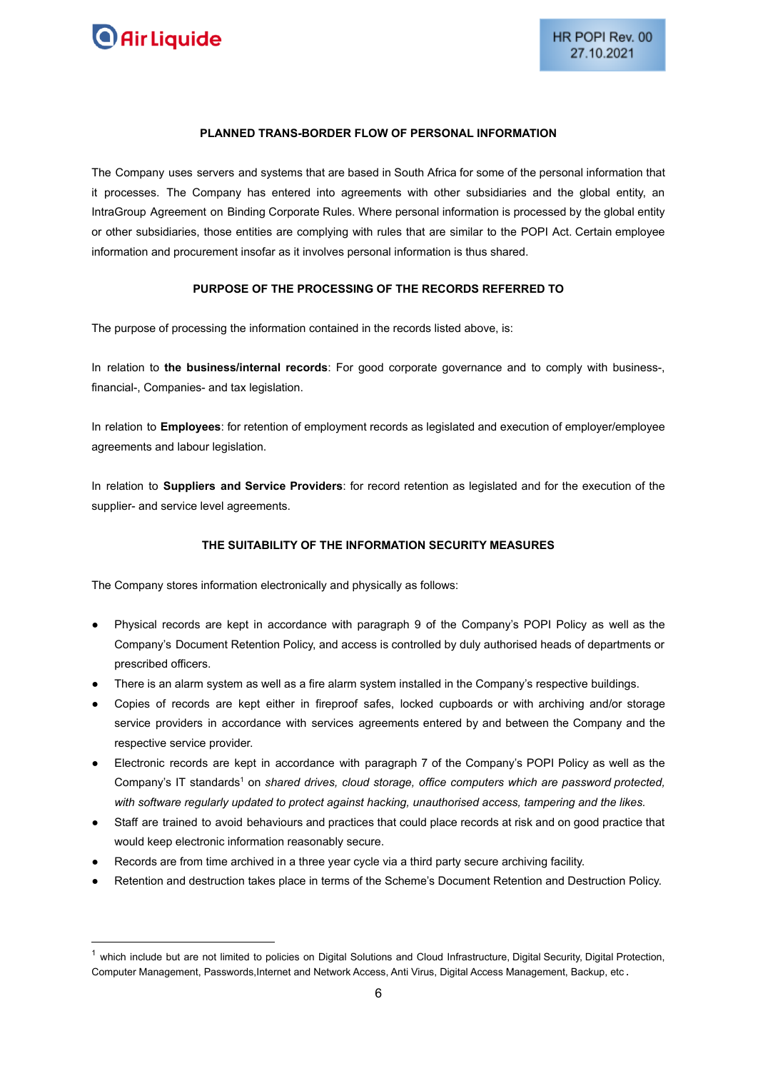## PLANNED TRANS-BORDER FLOW OF PERSONAL INFORMATION

The Company uses servers and systems that are based in South Africa for some of the personal information that it processes. The Company has entered into agreements with other subsidiaries and the global entity, an IntraGroup Agreement on Binding Corporate Rules. Where personal information is processed by the global entity or other subsidiaries, those entities are complying with rules that are similar to the POPI Act. Certain employee information and procurement insofar as it involves personal information is thus shared.

## PURPOSE OF THE PROCESSING OF THE RECORDS REFERRED TO

The purpose of processing the information contained in the records listed above, is:

In relation to **the business/internal records**: For good corporate governance and to comply with business-, financial-, Companies- and tax legislation.

In relation to **Employees**: for retention of employment records as legislated and execution of employer/employee agreements and labour legislation.

In relation to **Suppliers and Service Providers**: for record retention as legislated and for the execution of the supplier- and service level agreements.

## THE SUITABILITY OF THE INFORMATION SECURITY MEASURES

The Company stores information electronically and physically as follows:

- Physical records are kept in accordance with paragraph 9 of the Company's POPI Policy as well as the Company's Document Retention Policy, and access is controlled by duly authorised heads of departments or prescribed officers.
- There is an alarm system as well as a fire alarm system installed in the Company's respective buildings.
- Copies of records are kept either in fireproof safes, locked cupboards or with archiving and/or storage service providers in accordance with services agreements entered by and between the Company and the respective service provider.
- Electronic records are kept in accordance with paragraph 7 of the Company's POPI Policy as well as the Company's IT standards[1] on *shared drives, cloud storage, office computers which are password protected, with software regularly updated to protect against hacking, unauthorised access, tampering and the likes.*
- Staff are trained to avoid behaviours and practices that could place records at risk and on good practice that would keep electronic information reasonably secure.
- Records are from time archived in a three year cycle via a third party secure archiving facility.
- Retention and destruction takes place in terms of the Scheme's Document Retention and Destruction Policy.

---

[1] which include but are not limited to policies on Digital Solutions and Cloud Infrastructure, Digital Security, Digital Protection, Computer Management, Passwords,Internet and Network Access, Anti Virus, Digital Access Management, Backup, etc.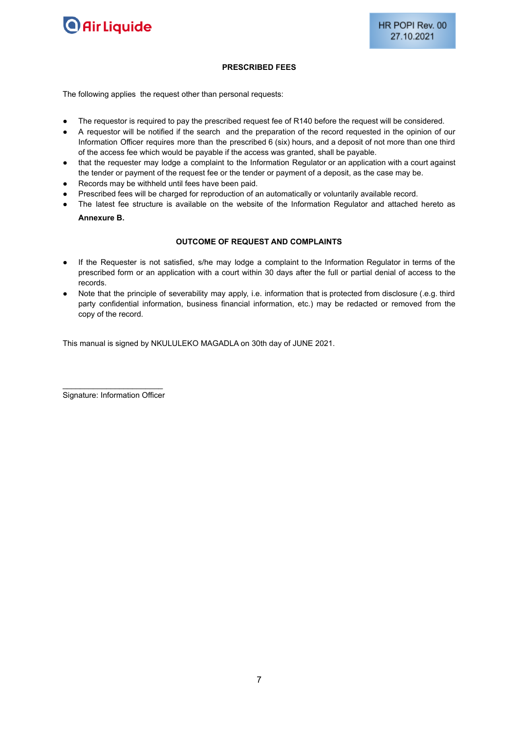**PRESCRIBED FEES**

The following applies  the request other than personal requests:

- The requestor is required to pay the prescribed request fee of R140 before the request will be considered.
- A requestor will be notified if the search  and the preparation of the record requested in the opinion of our Information Officer requires more than the prescribed 6 (six) hours, and a deposit of not more than one third of the access fee which would be payable if the access was granted, shall be payable.
- that the requester may lodge a complaint to the Information Regulator or an application with a court against the tender or payment of the request fee or the tender or payment of a deposit, as the case may be.
- Records may be withheld until fees have been paid.
- Prescribed fees will be charged for reproduction of an automatically or voluntarily available record.
- The latest fee structure is available on the website of the Information Regulator and attached hereto as **Annexure B.**

**OUTCOME OF REQUEST AND COMPLAINTS**

- If the Requester is not satisfied, s/he may lodge a complaint to the Information Regulator in terms of the prescribed form or an application with a court within 30 days after the full or partial denial of access to the records.
- Note that the principle of severability may apply, i.e. information that is protected from disclosure (.e.g. third party confidential information, business financial information, etc.) may be redacted or removed from the copy of the record.

This manual is signed by NKULULEKO MAGADLA on 30th day of JUNE 2021.

\_\_\_\_\_\_\_\_\_\_\_\_\_\_\_\_\_\_\_\_\_\_\_\_

Signature: Information Officer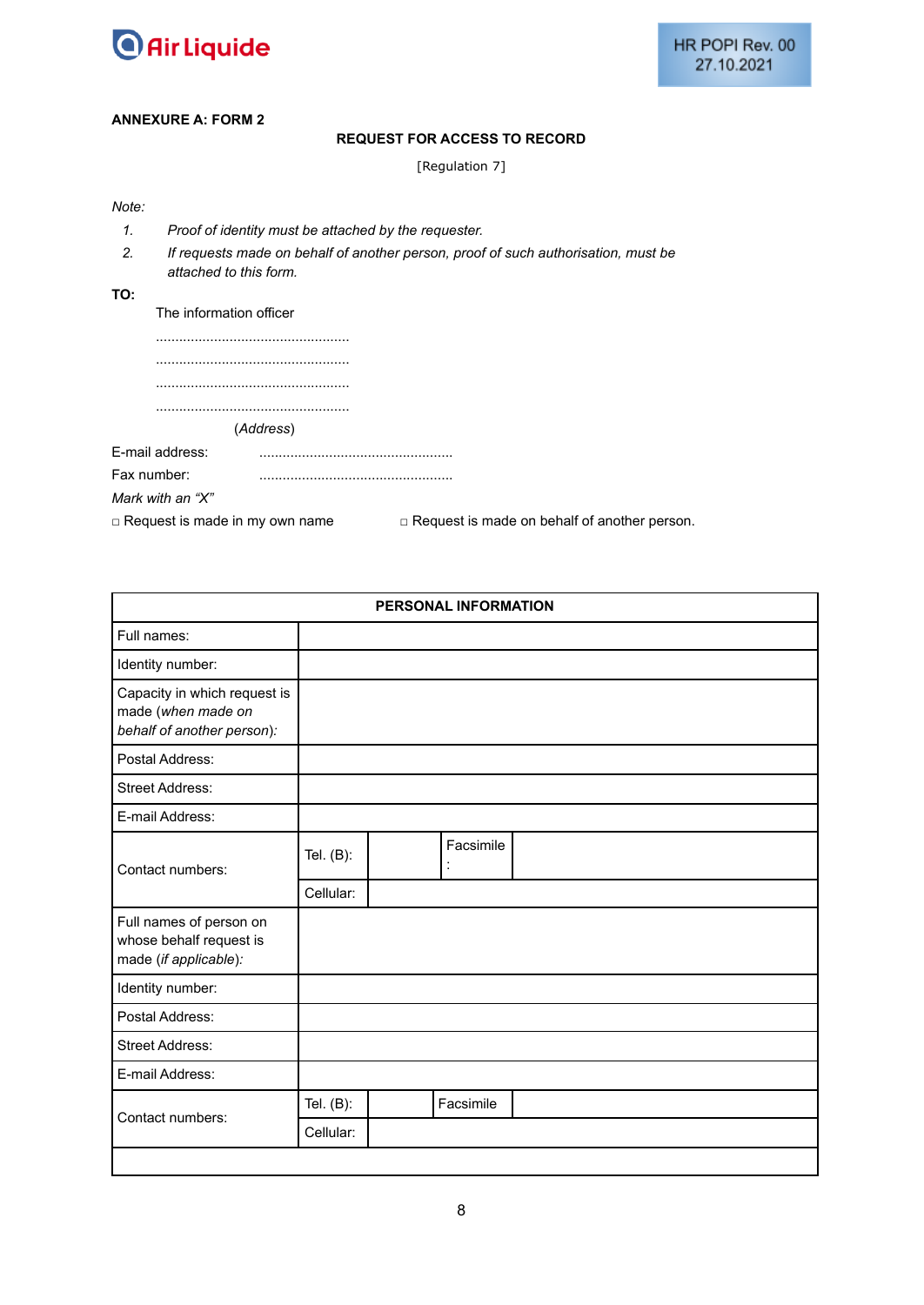**ANNEXURE A: FORM 2**

**REQUEST FOR ACCESS TO RECORD**

[Regulation 7]

*Note:*

1. *Proof of identity must be attached by the requester.*
2. *If requests made on behalf of another person, proof of such authorisation, must be attached to this form.*

**TO:**

The information officer

..................................................

..................................................

..................................................

..................................................

(*Address*)

E-mail address: ..................................................

Fax number: ..................................................

*Mark with an "X"*

□ Request is made in my own name □ Request is made on behalf of another person.

| PERSONAL INFORMATION | | | | |
|---|---|---|---|---|
| Full names: | | | | |
| Identity number: | | | | |
| Capacity in which request is made (*when made on behalf of another person*): | | | | |
| Postal Address: | | | | |
| Street Address: | | | | |
| E-mail Address: | | | | |
| Contact numbers: | Tel. (B): | | Facsimile: | |
| | Cellular: | | | |
| Full names of person on whose behalf request is made (*if applicable*): | | | | |
| Identity number: | | | | |
| Postal Address: | | | | |
| Street Address: | | | | |
| E-mail Address: | | | | |
| Contact numbers: | Tel. (B): | | Facsimile | |
| | Cellular: | | | |
| | | | | |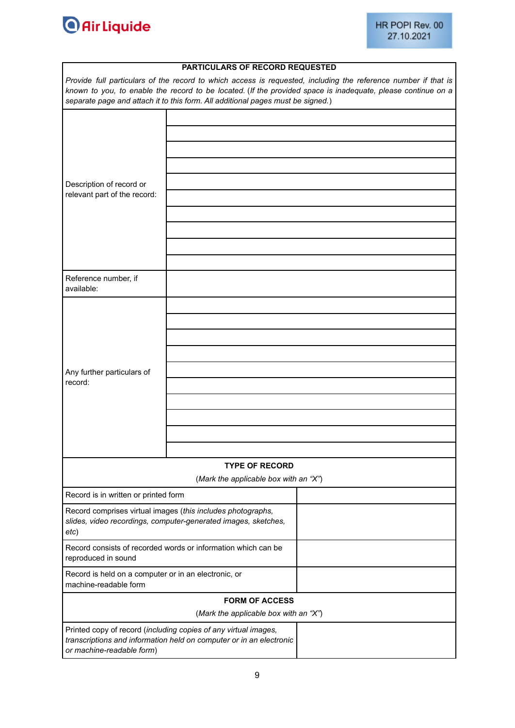## PARTICULARS OF RECORD REQUESTED

*Provide full particulars of the record to which access is requested, including the reference number if that is known to you, to enable the record to be located.* (*If the provided space is inadequate, please continue on a separate page and attach it to this form. All additional pages must be signed.*)

| | |
|---|---|
| Description of record or relevant part of the record: | |
| Reference number, if available: | |
| Any further particulars of record: | |

## TYPE OF RECORD

(*Mark the applicable box with an "X"*)

| | |
|---|---|
| Record is in written or printed form | |
| Record comprises virtual images (*this includes photographs, slides, video recordings, computer-generated images, sketches, etc*) | |
| Record consists of recorded words or information which can be reproduced in sound | |
| Record is held on a computer or in an electronic, or machine-readable form | |

## FORM OF ACCESS

(*Mark the applicable box with an "X"*)

| | |
|---|---|
| Printed copy of record (*including copies of any virtual images, transcriptions and information held on computer or in an electronic or machine-readable form*) | |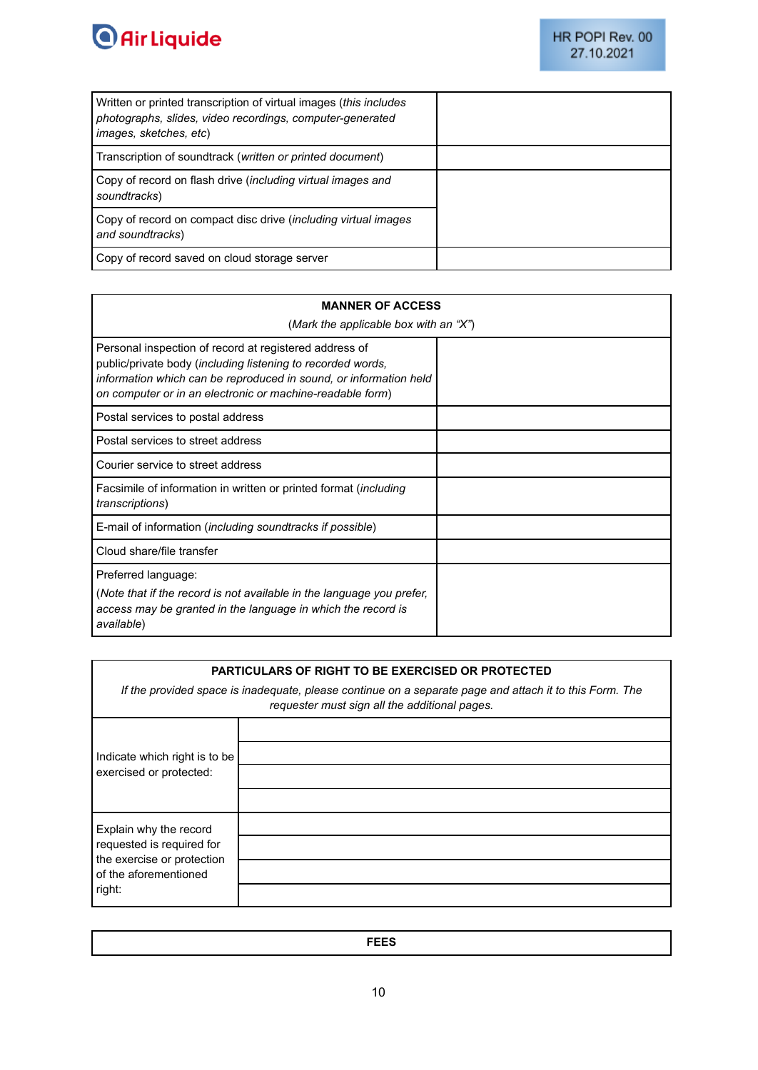| | |
|---|---|
| Written or printed transcription of virtual images (*this includes photographs, slides, video recordings, computer-generated images, sketches, etc*) | |
| Transcription of soundtrack (*written or printed document*) | |
| Copy of record on flash drive (*including virtual images and soundtracks*) | |
| Copy of record on compact disc drive (*including virtual images and soundtracks*) | |
| Copy of record saved on cloud storage server | |

| **MANNER OF ACCESS** (*Mark the applicable box with an "X"*) | |
|---|---|
| Personal inspection of record at registered address of public/private body (*including listening to recorded words, information which can be reproduced in sound, or information held on computer or in an electronic or machine-readable form*) | |
| Postal services to postal address | |
| Postal services to street address | |
| Courier service to street address | |
| Facsimile of information in written or printed format (*including transcriptions*) | |
| E-mail of information (*including soundtracks if possible*) | |
| Cloud share/file transfer | |
| Preferred language: (*Note that if the record is not available in the language you prefer, access may be granted in the language in which the record is available*) | |

| **PARTICULARS OF RIGHT TO BE EXERCISED OR PROTECTED** *If the provided space is inadequate, please continue on a separate page and attach it to this Form. The requester must sign all the additional pages.* | |
|---|---|
| Indicate which right is to be exercised or protected: | |
| | |
| | |
| | |
| Explain why the record requested is required for the exercise or protection of the aforementioned right: | |
| | |
| | |
| | |

| **FEES** |
|---|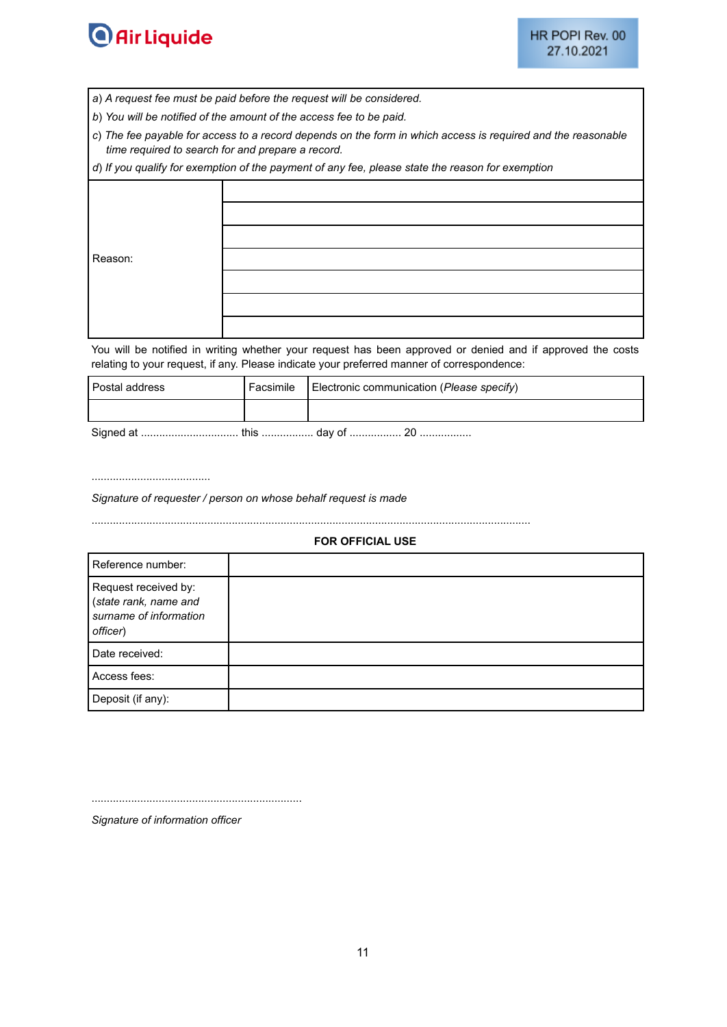| a) *A request fee must be paid before the request will be considered.* | |
|---|---|
| b) *You will be notified of the amount of the access fee to be paid.* | |
| c) *The fee payable for access to a record depends on the form in which access is required and the reasonable time required to search for and prepare a record.* | |
| d) *If you qualify for exemption of the payment of any fee, please state the reason for exemption* | |
| Reason: | |
| | |
| | |
| | |
| | |
| | |
| | |

You will be notified in writing whether your request has been approved or denied and if approved the costs relating to your request, if any. Please indicate your preferred manner of correspondence:

| Postal address | Facsimile | Electronic communication (*Please specify*) |
|---|---|---|
| | | |

Signed at ................................ this ................. day of ................. 20 .................

.......................................

*Signature of requester / person on whose behalf request is made*

...............................................................................................................................................

**FOR OFFICIAL USE**

| Reference number: | |
|---|---|
| Request received by: (*state rank, name and surname of information officer*) | |
| Date received: | |
| Access fees: | |
| Deposit (if any): | |

.....................................................................

*Signature of information officer*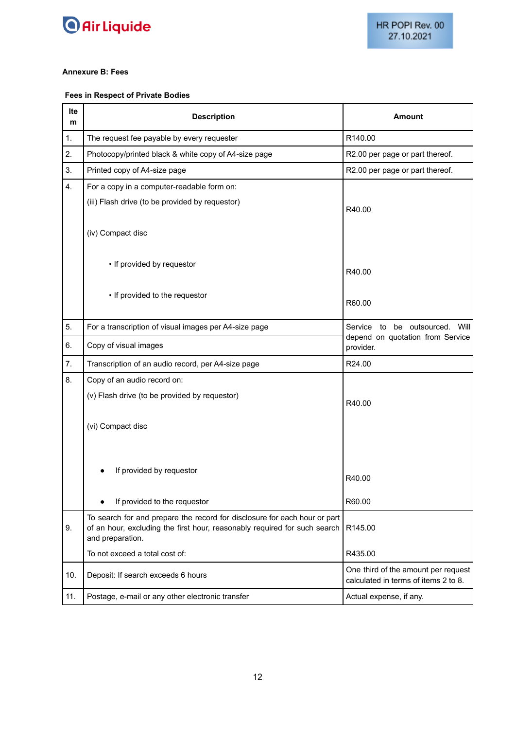**Annexure B: Fees**

**Fees in Respect of Private Bodies**

| Item | Description | Amount |
|---|---|---|
| 1. | The request fee payable by every requester | R140.00 |
| 2. | Photocopy/printed black & white copy of A4-size page | R2.00 per page or part thereof. |
| 3. | Printed copy of A4-size page | R2.00 per page or part thereof. |
| 4. | For a copy in a computer-readable form on: | |
| | (iii) Flash drive (to be provided by requestor) | R40.00 |
| | (iv) Compact disc | |
| | • If provided by requestor | R40.00 |
| | • If provided to the requestor | R60.00 |
| 5. | For a transcription of visual images per A4-size page | Service to be outsourced. Will depend on quotation from Service provider. |
| 6. | Copy of visual images | |
| 7. | Transcription of an audio record, per A4-size page | R24.00 |
| 8. | Copy of an audio record on: | |
| | (v) Flash drive (to be provided by requestor) | R40.00 |
| | (vi) Compact disc | |
| | • If provided by requestor | R40.00 |
| | • If provided to the requestor | R60.00 |
| 9. | To search for and prepare the record for disclosure for each hour or part of an hour, excluding the first hour, reasonably required for such search and preparation. | R145.00 |
| | To not exceed a total cost of: | R435.00 |
| 10. | Deposit: If search exceeds 6 hours | One third of the amount per request calculated in terms of items 2 to 8. |
| 11. | Postage, e-mail or any other electronic transfer | Actual expense, if any. |